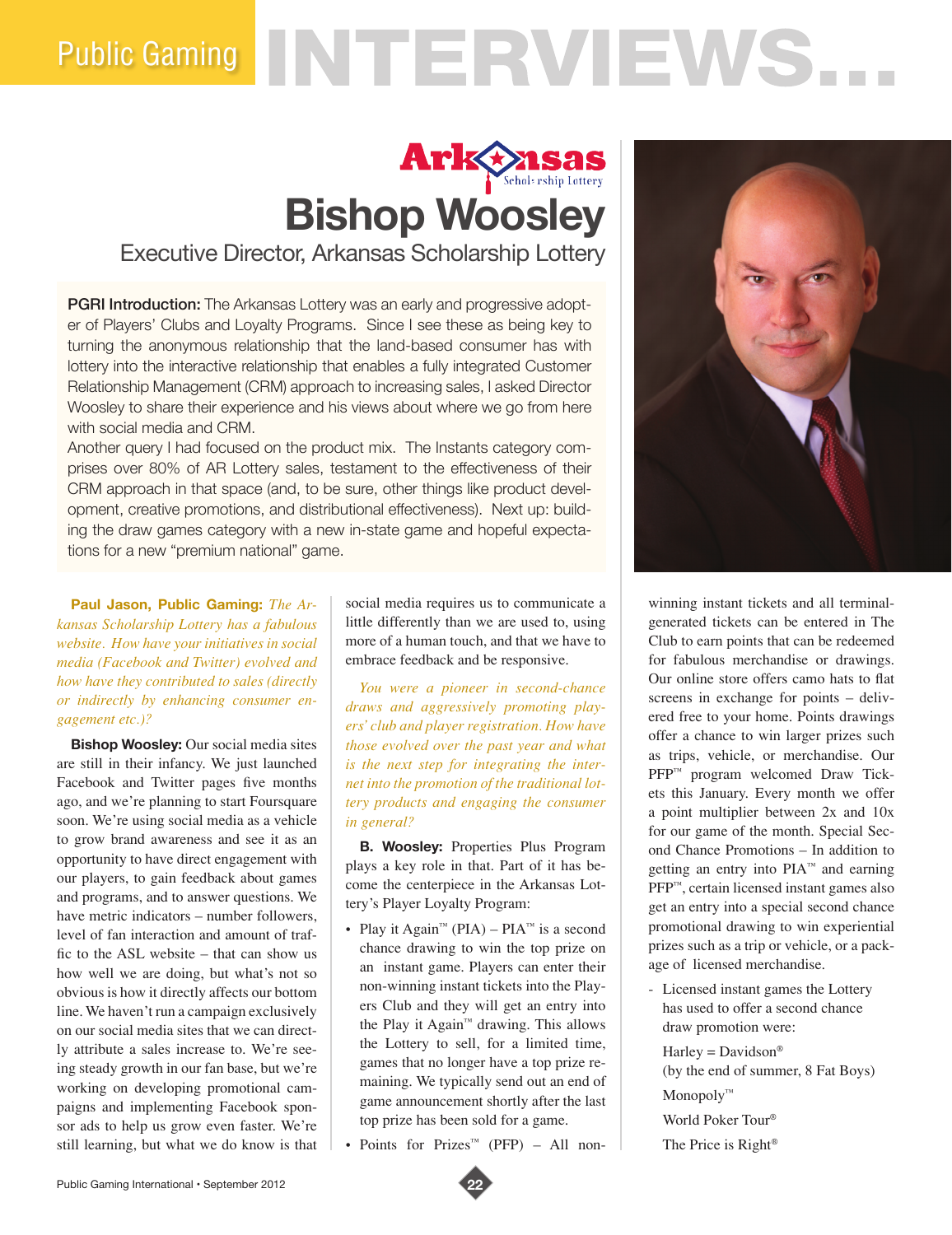# Public Gaming INTERVIEWS...

## Bishop Woosley

### Executive Director, Arkansas Scholarship Lottery

**PGRI Introduction:** The Arkansas Lottery was an early and progressive adopter of Players' Clubs and Loyalty Programs. Since I see these as being key to turning the anonymous relationship that the land-based consumer has with lottery into the interactive relationship that enables a fully integrated Customer Relationship Management (CRM) approach to increasing sales, I asked Director Woosley to share their experience and his views about where we go from here with social media and CRM.

Another query I had focused on the product mix. The Instants category comprises over 80% of AR Lottery sales, testament to the effectiveness of their CRM approach in that space (and, to be sure, other things like product development, creative promotions, and distributional effectiveness). Next up: building the draw games category with a new in-state game and hopeful expectations for a new "premium national" game.

**Paul Jason, Public Gaming:** *The Arkansas Scholarship Lottery has a fabulous website. How have your initiatives in social media (Facebook and Twitter) evolved and how have they contributed to sales (directly or indirectly by enhancing consumer engagement etc.)?*

**Bishop Woosley:** Our social media sites are still in their infancy. We just launched Facebook and Twitter pages five months ago, and we're planning to start Foursquare soon. We're using social media as a vehicle to grow brand awareness and see it as an opportunity to have direct engagement with our players, to gain feedback about games and programs, and to answer questions. We have metric indicators – number followers, level of fan interaction and amount of traffic to the ASL website – that can show us how well we are doing, but what's not so obvious is how it directly affects our bottom line. We haven't run a campaign exclusively on our social media sites that we can directly attribute a sales increase to. We're seeing steady growth in our fan base, but we're working on developing promotional campaigns and implementing Facebook sponsor ads to help us grow even faster. We're still learning, but what we do know is that social media requires us to communicate a little differently than we are used to, using more of a human touch, and that we have to embrace feedback and be responsive.

*You were a pioneer in second-chance draws and aggressively promoting players' club and player registration. How have those evolved over the past year and what is the next step for integrating the internet into the promotion of the traditional lottery products and engaging the consumer in general?*

**B. Woosley:** Properties Plus Program plays a key role in that. Part of it has become the centerpiece in the Arkansas Lottery's Player Loyalty Program:

- Play it Again™ (PIA) – PIA™ is a second chance drawing to win the top prize on an instant game. Players can enter their non-winning instant tickets into the Players Club and they will get an entry into the Play it Again™ drawing. This allows the Lottery to sell, for a limited time, games that no longer have a top prize remaining. We typically send out an end of game announcement shortly after the last top prize has been sold for a game.
- Points for Prizes™ (PFP) – All non-winning instant tickets and all terminal-generated tickets can be entered in The Club to earn points that can be redeemed for fabulous merchandise or drawings. Our online store offers camo hats to flat screens in exchange for points – delivered free to your home. Points drawings offer a chance to win larger prizes such as trips, vehicle, or merchandise. Our PFP™ program welcomed Draw Tickets this January. Every month we offer a point multiplier between 2x and 10x for our game of the month. Special Second Chance Promotions – In addition to getting an entry into PIA™ and earning PFP™, certain licensed instant games also get an entry into a special second chance promotional drawing to win experiential prizes such as a trip or vehicle, or a package of licensed merchandise.

- Licensed instant games the Lottery has used to offer a second chance draw promotion were:

  Harley = Davidson®
  (by the end of summer, 8 Fat Boys)

  Monopoly™

  World Poker Tour®

  The Price is Right®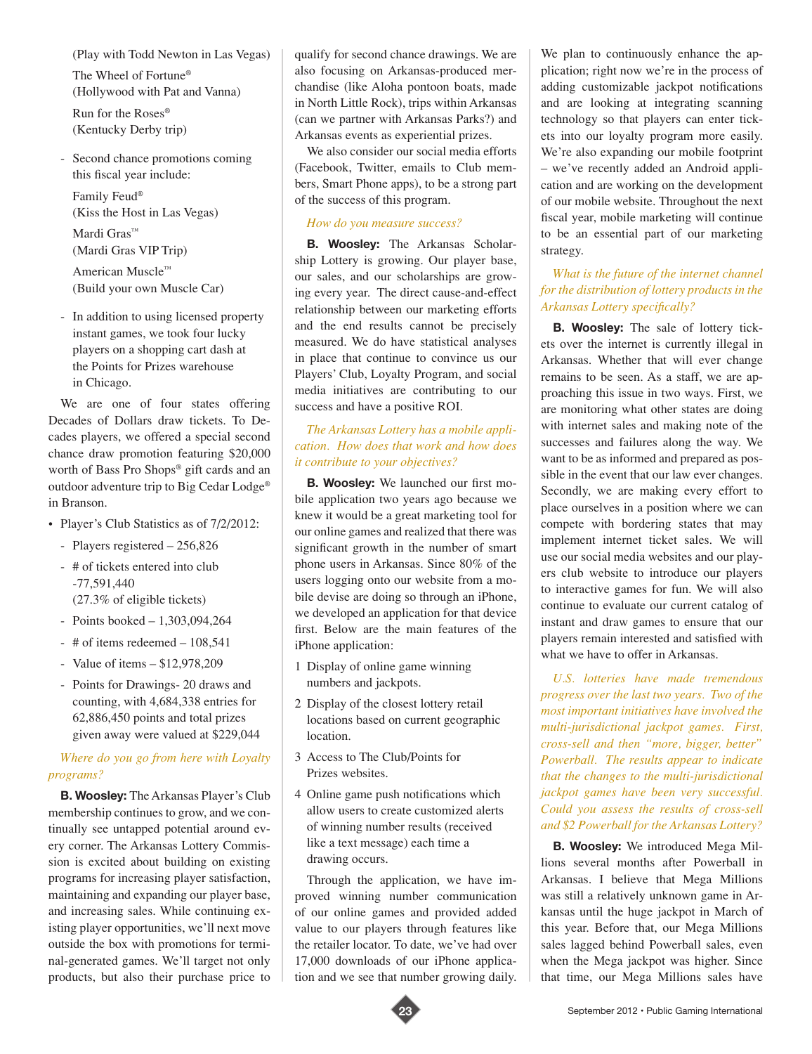(Play with Todd Newton in Las Vegas)

The Wheel of Fortune®
(Hollywood with Pat and Vanna)

Run for the Roses®
(Kentucky Derby trip)

- Second chance promotions coming this fiscal year include:

  Family Feud®
  (Kiss the Host in Las Vegas)

  Mardi Gras™
  (Mardi Gras VIP Trip)

  American Muscle™
  (Build your own Muscle Car)

- In addition to using licensed property instant games, we took four lucky players on a shopping cart dash at the Points for Prizes warehouse in Chicago.

We are one of four states offering Decades of Dollars draw tickets. To Decades players, we offered a special second chance draw promotion featuring $20,000 worth of Bass Pro Shops® gift cards and an outdoor adventure trip to Big Cedar Lodge® in Branson.

- Player's Club Statistics as of 7/2/2012:
  - Players registered – 256,826
  - # of tickets entered into club -77,591,440 (27.3% of eligible tickets)
  - Points booked – 1,303,094,264
  - # of items redeemed – 108,541
  - Value of items – $12,978,209
  - Points for Drawings- 20 draws and counting, with 4,684,338 entries for 62,886,450 points and total prizes given away were valued at $229,044

*Where do you go from here with Loyalty programs?*

**B. Woosley:** The Arkansas Player's Club membership continues to grow, and we continually see untapped potential around every corner. The Arkansas Lottery Commission is excited about building on existing programs for increasing player satisfaction, maintaining and expanding our player base, and increasing sales. While continuing existing player opportunities, we'll next move outside the box with promotions for terminal-generated games. We'll target not only products, but also their purchase price to qualify for second chance drawings. We are also focusing on Arkansas-produced merchandise (like Aloha pontoon boats, made in North Little Rock), trips within Arkansas (can we partner with Arkansas Parks?) and Arkansas events as experiential prizes.

We also consider our social media efforts (Facebook, Twitter, emails to Club members, Smart Phone apps), to be a strong part of the success of this program.

*How do you measure success?*

**B. Woosley:** The Arkansas Scholarship Lottery is growing. Our player base, our sales, and our scholarships are growing every year. The direct cause-and-effect relationship between our marketing efforts and the end results cannot be precisely measured. We do have statistical analyses in place that continue to convince us our Players' Club, Loyalty Program, and social media initiatives are contributing to our success and have a positive ROI.

*The Arkansas Lottery has a mobile application. How does that work and how does it contribute to your objectives?*

**B. Woosley:** We launched our first mobile application two years ago because we knew it would be a great marketing tool for our online games and realized that there was significant growth in the number of smart phone users in Arkansas. Since 80% of the users logging onto our website from a mobile devise are doing so through an iPhone, we developed an application for that device first. Below are the main features of the iPhone application:

1. Display of online game winning numbers and jackpots.
2. Display of the closest lottery retail locations based on current geographic location.
3. Access to The Club/Points for Prizes websites.
4. Online game push notifications which allow users to create customized alerts of winning number results (received like a text message) each time a drawing occurs.

Through the application, we have improved winning number communication of our online games and provided added value to our players through features like the retailer locator. To date, we've had over 17,000 downloads of our iPhone application and we see that number growing daily. We plan to continuously enhance the application; right now we're in the process of adding customizable jackpot notifications and are looking at integrating scanning technology so that players can enter tickets into our loyalty program more easily. We're also expanding our mobile footprint – we've recently added an Android application and are working on the development of our mobile website. Throughout the next fiscal year, mobile marketing will continue to be an essential part of our marketing strategy.

*What is the future of the internet channel for the distribution of lottery products in the Arkansas Lottery specifically?*

**B. Woosley:** The sale of lottery tickets over the internet is currently illegal in Arkansas. Whether that will ever change remains to be seen. As a staff, we are approaching this issue in two ways. First, we are monitoring what other states are doing with internet sales and making note of the successes and failures along the way. We want to be as informed and prepared as possible in the event that our law ever changes. Secondly, we are making every effort to place ourselves in a position where we can compete with bordering states that may implement internet ticket sales. We will use our social media websites and our players club website to introduce our players to interactive games for fun. We will also continue to evaluate our current catalog of instant and draw games to ensure that our players remain interested and satisfied with what we have to offer in Arkansas.

*U.S. lotteries have made tremendous progress over the last two years. Two of the most important initiatives have involved the multi-jurisdictional jackpot games. First, cross-sell and then "more, bigger, better" Powerball. The results appear to indicate that the changes to the multi-jurisdictional jackpot games have been very successful. Could you assess the results of cross-sell and $2 Powerball for the Arkansas Lottery?*

**B. Woosley:** We introduced Mega Millions several months after Powerball in Arkansas. I believe that Mega Millions was still a relatively unknown game in Arkansas until the huge jackpot in March of this year. Before that, our Mega Millions sales lagged behind Powerball sales, even when the Mega jackpot was higher. Since that time, our Mega Millions sales have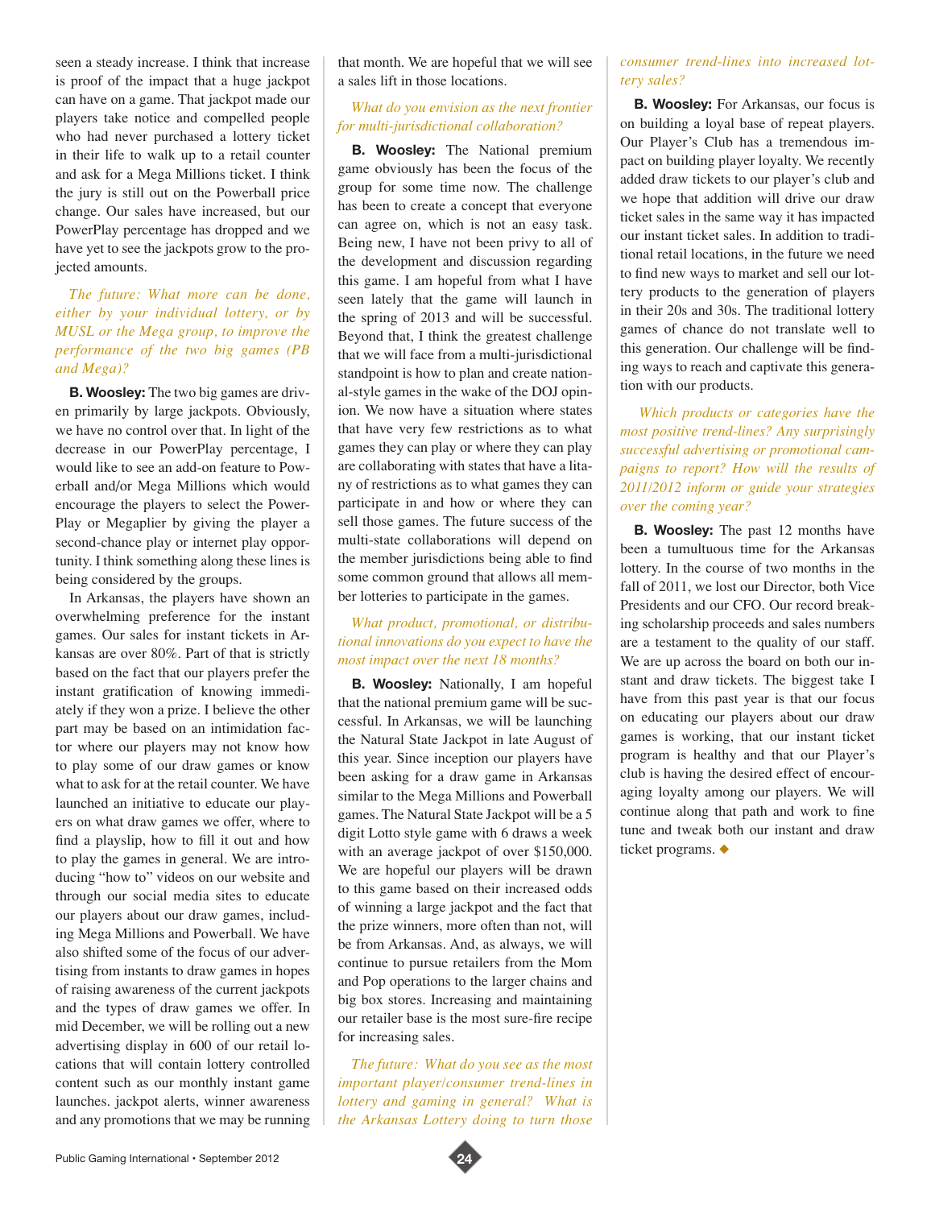seen a steady increase. I think that increase is proof of the impact that a huge jackpot can have on a game. That jackpot made our players take notice and compelled people who had never purchased a lottery ticket in their life to walk up to a retail counter and ask for a Mega Millions ticket. I think the jury is still out on the Powerball price change. Our sales have increased, but our PowerPlay percentage has dropped and we have yet to see the jackpots grow to the projected amounts.

*The future: What more can be done, either by your individual lottery, or by MUSL or the Mega group, to improve the performance of the two big games (PB and Mega)?*

**B. Woosley:** The two big games are driven primarily by large jackpots. Obviously, we have no control over that. In light of the decrease in our PowerPlay percentage, I would like to see an add-on feature to Powerball and/or Mega Millions which would encourage the players to select the PowerPlay or Megaplier by giving the player a second-chance play or internet play opportunity. I think something along these lines is being considered by the groups.

In Arkansas, the players have shown an overwhelming preference for the instant games. Our sales for instant tickets in Arkansas are over 80%. Part of that is strictly based on the fact that our players prefer the instant gratification of knowing immediately if they won a prize. I believe the other part may be based on an intimidation factor where our players may not know how to play some of our draw games or know what to ask for at the retail counter. We have launched an initiative to educate our players on what draw games we offer, where to find a playslip, how to fill it out and how to play the games in general. We are introducing "how to" videos on our website and through our social media sites to educate our players about our draw games, including Mega Millions and Powerball. We have also shifted some of the focus of our advertising from instants to draw games in hopes of raising awareness of the current jackpots and the types of draw games we offer. In mid December, we will be rolling out a new advertising display in 600 of our retail locations that will contain lottery controlled content such as our monthly instant game launches. jackpot alerts, winner awareness and any promotions that we may be running that month. We are hopeful that we will see a sales lift in those locations.

*What do you envision as the next frontier for multi-jurisdictional collaboration?*

**B. Woosley:** The National premium game obviously has been the focus of the group for some time now. The challenge has been to create a concept that everyone can agree on, which is not an easy task. Being new, I have not been privy to all of the development and discussion regarding this game. I am hopeful from what I have seen lately that the game will launch in the spring of 2013 and will be successful. Beyond that, I think the greatest challenge that we will face from a multi-jurisdictional standpoint is how to plan and create national-style games in the wake of the DOJ opinion. We now have a situation where states that have very few restrictions as to what games they can play or where they can play are collaborating with states that have a litany of restrictions as to what games they can participate in and how or where they can sell those games. The future success of the multi-state collaborations will depend on the member jurisdictions being able to find some common ground that allows all member lotteries to participate in the games.

*What product, promotional, or distributional innovations do you expect to have the most impact over the next 18 months?*

**B. Woosley:** Nationally, I am hopeful that the national premium game will be successful. In Arkansas, we will be launching the Natural State Jackpot in late August of this year. Since inception our players have been asking for a draw game in Arkansas similar to the Mega Millions and Powerball games. The Natural State Jackpot will be a 5 digit Lotto style game with 6 draws a week with an average jackpot of over $150,000. We are hopeful our players will be drawn to this game based on their increased odds of winning a large jackpot and the fact that the prize winners, more often than not, will be from Arkansas. And, as always, we will continue to pursue retailers from the Mom and Pop operations to the larger chains and big box stores. Increasing and maintaining our retailer base is the most sure-fire recipe for increasing sales.

*The future: What do you see as the most important player/consumer trend-lines in lottery and gaming in general? What is the Arkansas Lottery doing to turn those consumer trend-lines into increased lottery sales?*

**B. Woosley:** For Arkansas, our focus is on building a loyal base of repeat players. Our Player's Club has a tremendous impact on building player loyalty. We recently added draw tickets to our player's club and we hope that addition will drive our draw ticket sales in the same way it has impacted our instant ticket sales. In addition to traditional retail locations, in the future we need to find new ways to market and sell our lottery products to the generation of players in their 20s and 30s. The traditional lottery games of chance do not translate well to this generation. Our challenge will be finding ways to reach and captivate this generation with our products.

*Which products or categories have the most positive trend-lines? Any surprisingly successful advertising or promotional campaigns to report? How will the results of 2011/2012 inform or guide your strategies over the coming year?*

**B. Woosley:** The past 12 months have been a tumultuous time for the Arkansas lottery. In the course of two months in the fall of 2011, we lost our Director, both Vice Presidents and our CFO. Our record breaking scholarship proceeds and sales numbers are a testament to the quality of our staff. We are up across the board on both our instant and draw tickets. The biggest take I have from this past year is that our focus on educating our players about our draw games is working, that our instant ticket program is healthy and that our Player's club is having the desired effect of encouraging loyalty among our players. We will continue along that path and work to fine tune and tweak both our instant and draw ticket programs. ◆